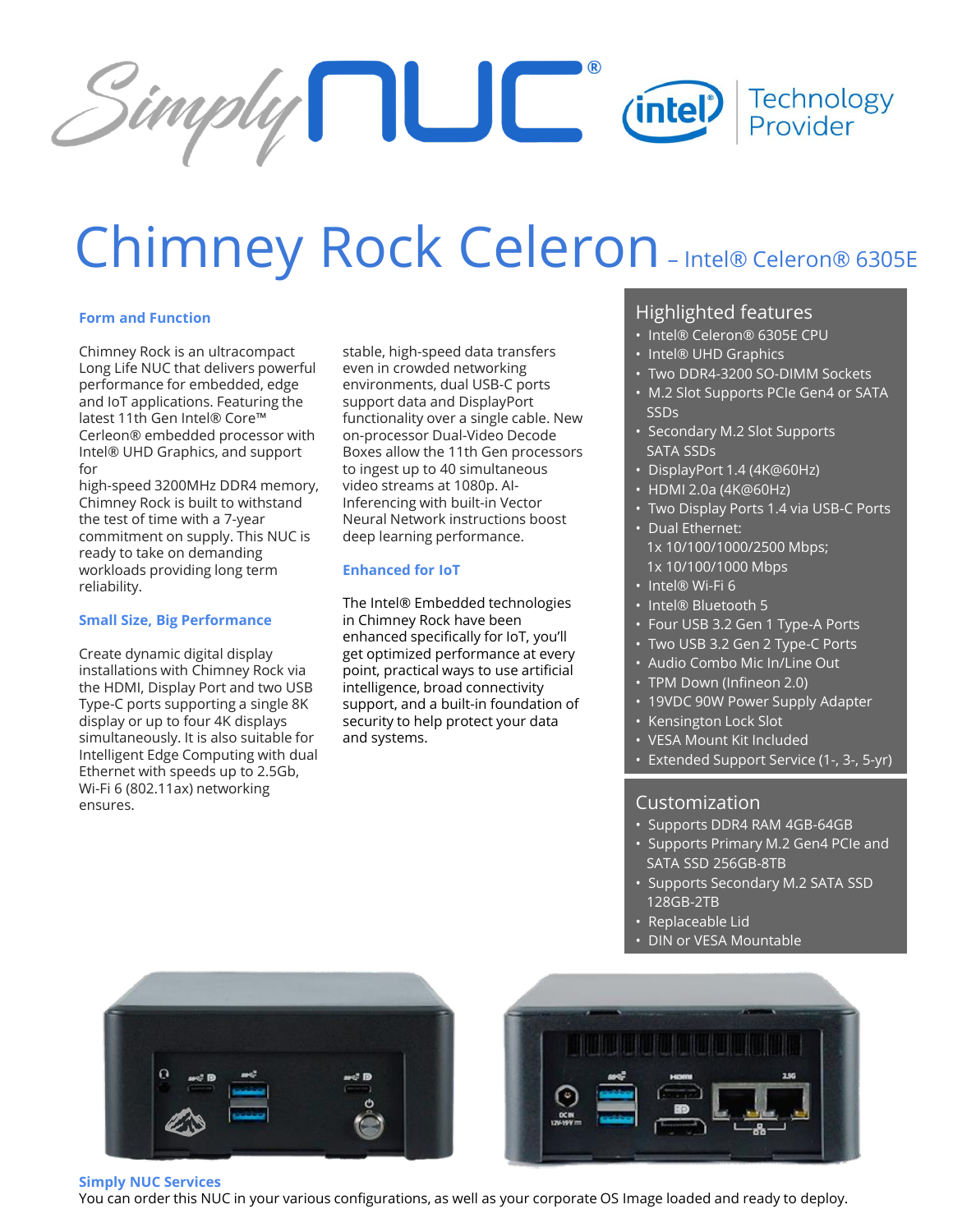# Chimney Rock Celeron – Intel® Celeron® 6305E

### Form and Function

Chimney Rock is an ultracompact Long Life NUC that delivers powerful performance for embedded, edge and IoT applications. Featuring the latest 11th Gen Intel® Core™ Cerleon® embedded processor with Intel® UHD Graphics, and support for
high-speed 3200MHz DDR4 memory, Chimney Rock is built to withstand the test of time with a 7-year commitment on supply. This NUC is ready to take on demanding workloads providing long term reliability.

### Small Size, Big Performance

Create dynamic digital display installations with Chimney Rock via the HDMI, Display Port and two USB Type-C ports supporting a single 8K display or up to four 4K displays simultaneously. It is also suitable for Intelligent Edge Computing with dual Ethernet with speeds up to 2.5Gb, Wi-Fi 6 (802.11ax) networking ensures stable, high-speed data transfers even in crowded networking environments, dual USB-C ports support data and DisplayPort functionality over a single cable. New on-processor Dual-Video Decode Boxes allow the 11th Gen processors to ingest up to 40 simultaneous video streams at 1080p. AI-Inferencing with built-in Vector Neural Network instructions boost deep learning performance.

### Enhanced for IoT

The Intel® Embedded technologies in Chimney Rock have been enhanced specifically for IoT, you'll get optimized performance at every point, practical ways to use artificial intelligence, broad connectivity support, and a built-in foundation of security to help protect your data and systems.

## Highlighted features

- Intel® Celeron® 6305E CPU
- Intel® UHD Graphics
- Two DDR4-3200 SO-DIMM Sockets
- M.2 Slot Supports PCIe Gen4 or SATA SSDs
- Secondary M.2 Slot Supports SATA SSDs
- DisplayPort 1.4 (4K@60Hz)
- HDMI 2.0a (4K@60Hz)
- Two Display Ports 1.4 via USB-C Ports
- Dual Ethernet: 1x 10/100/1000/2500 Mbps; 1x 10/100/1000 Mbps
- Intel® Wi-Fi 6
- Intel® Bluetooth 5
- Four USB 3.2 Gen 1 Type-A Ports
- Two USB 3.2 Gen 2 Type-C Ports
- Audio Combo Mic In/Line Out
- TPM Down (Infineon 2.0)
- 19VDC 90W Power Supply Adapter
- Kensington Lock Slot
- VESA Mount Kit Included
- Extended Support Service (1-, 3-, 5-yr)

## Customization

- Supports DDR4 RAM 4GB-64GB
- Supports Primary M.2 Gen4 PCIe and SATA SSD 256GB-8TB
- Supports Secondary M.2 SATA SSD 128GB-2TB
- Replaceable Lid
- DIN or VESA Mountable

### Simply NUC Services

You can order this NUC in your various configurations, as well as your corporate OS Image loaded and ready to deploy.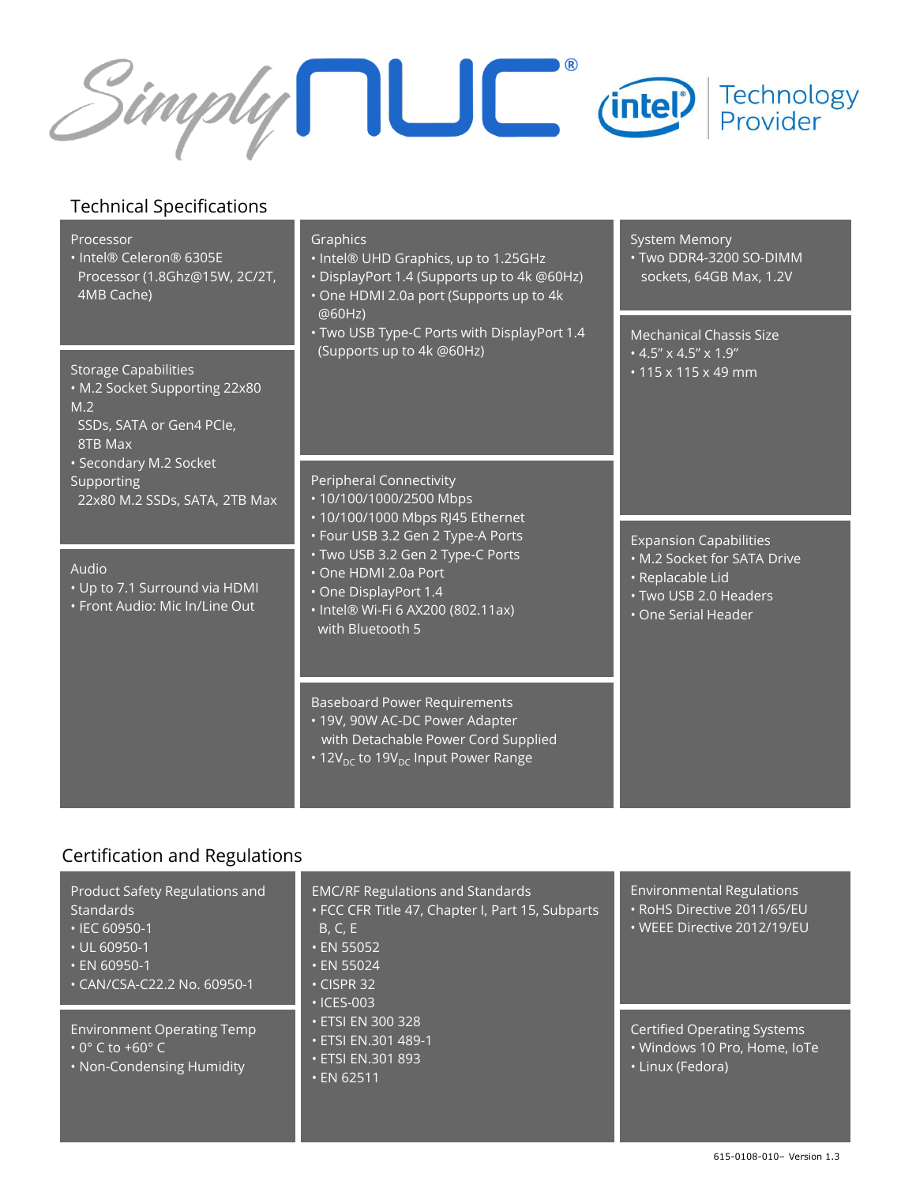SimplyNUC® | intel® Technology Provider

## Technical Specifications

### Processor
- Intel® Celeron® 6305E Processor (1.8Ghz@15W, 2C/2T, 4MB Cache)

### Storage Capabilities
- M.2 Socket Supporting 22x80 M.2 SSDs, SATA or Gen4 PCIe, 8TB Max
- Secondary M.2 Socket Supporting 22x80 M.2 SSDs, SATA, 2TB Max

### Audio
- Up to 7.1 Surround via HDMI
- Front Audio: Mic In/Line Out

### Graphics
- Intel® UHD Graphics, up to 1.25GHz
- DisplayPort 1.4 (Supports up to 4k @60Hz)
- One HDMI 2.0a port (Supports up to 4k @60Hz)
- Two USB Type-C Ports with DisplayPort 1.4 (Supports up to 4k @60Hz)

### Peripheral Connectivity
- 10/100/1000/2500 Mbps
- 10/100/1000 Mbps RJ45 Ethernet
- Four USB 3.2 Gen 2 Type-A Ports
- Two USB 3.2 Gen 2 Type-C Ports
- One HDMI 2.0a Port
- One DisplayPort 1.4
- Intel® Wi-Fi 6 AX200 (802.11ax) with Bluetooth 5

### Baseboard Power Requirements
- 19V, 90W AC-DC Power Adapter with Detachable Power Cord Supplied
- $12V_{DC}$ to $19V_{DC}$ Input Power Range

### System Memory
- Two DDR4-3200 SO-DIMM sockets, 64GB Max, 1.2V

### Mechanical Chassis Size
- 4.5" x 4.5" x 1.9"
- 115 x 115 x 49 mm

### Expansion Capabilities
- M.2 Socket for SATA Drive
- Replacable Lid
- Two USB 2.0 Headers
- One Serial Header

## Certification and Regulations

### Product Safety Regulations and Standards
- IEC 60950-1
- UL 60950-1
- EN 60950-1
- CAN/CSA-C22.2 No. 60950-1

### Environment Operating Temp
- 0° C to +60° C
- Non-Condensing Humidity

### EMC/RF Regulations and Standards
- FCC CFR Title 47, Chapter I, Part 15, Subparts B, C, E
- EN 55052
- EN 55024
- CISPR 32
- ICES-003
- ETSI EN 300 328
- ETSI EN.301 489-1
- ETSI EN.301 893
- EN 62511

### Environmental Regulations
- RoHS Directive 2011/65/EU
- WEEE Directive 2012/19/EU

### Certified Operating Systems
- Windows 10 Pro, Home, IoTe
- Linux (Fedora)

615-0108-010– Version 1.3